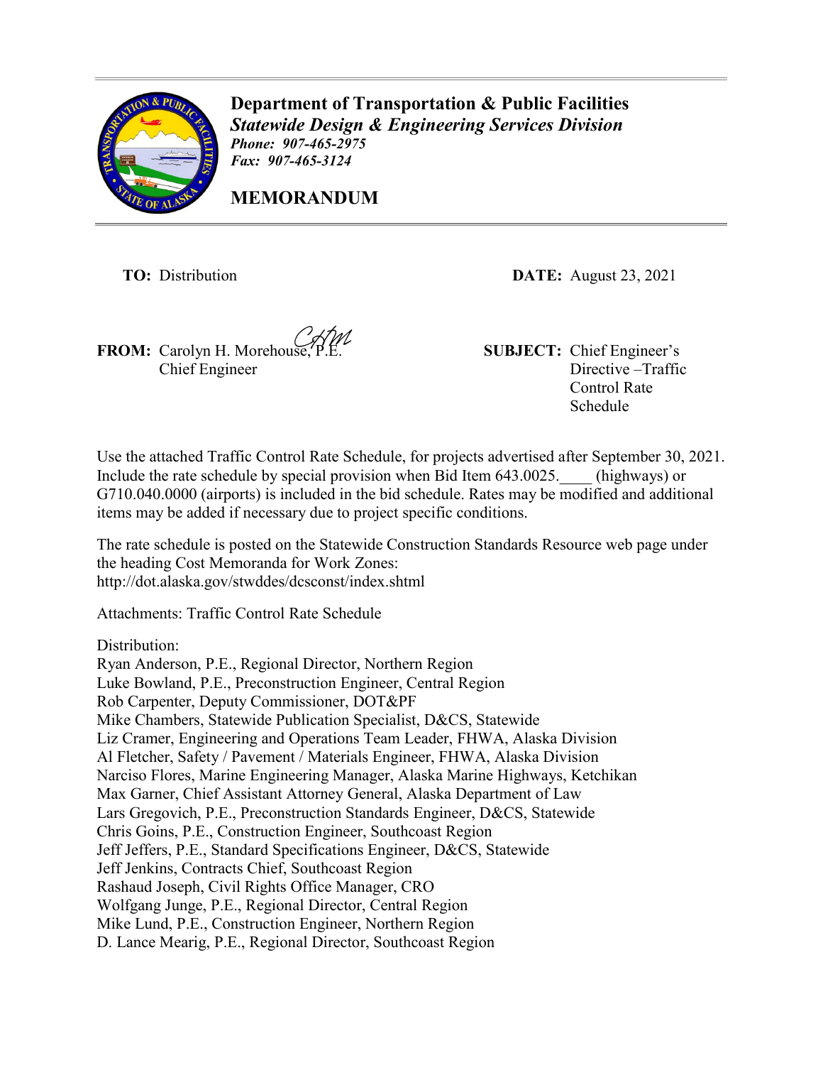# Department of Transportation & Public Facilities

***Statewide Design & Engineering Services Division***

***Phone: 907-465-2975***

***Fax: 907-465-3124***

## MEMORANDUM

**TO:** Distribution

**DATE:** August 23, 2021

**FROM:** Carolyn H. Morehouse, P.E.
Chief Engineer

**SUBJECT:** Chief Engineer's Directive –Traffic Control Rate Schedule

Use the attached Traffic Control Rate Schedule, for projects advertised after September 30, 2021. Include the rate schedule by special provision when Bid Item 643.0025.____ (highways) or G710.040.0000 (airports) is included in the bid schedule. Rates may be modified and additional items may be added if necessary due to project specific conditions.

The rate schedule is posted on the Statewide Construction Standards Resource web page under the heading Cost Memoranda for Work Zones:
http://dot.alaska.gov/stwddes/dcsconst/index.shtml

Attachments: Traffic Control Rate Schedule

Distribution:
Ryan Anderson, P.E., Regional Director, Northern Region
Luke Bowland, P.E., Preconstruction Engineer, Central Region
Rob Carpenter, Deputy Commissioner, DOT&PF
Mike Chambers, Statewide Publication Specialist, D&CS, Statewide
Liz Cramer, Engineering and Operations Team Leader, FHWA, Alaska Division
Al Fletcher, Safety / Pavement / Materials Engineer, FHWA, Alaska Division
Narciso Flores, Marine Engineering Manager, Alaska Marine Highways, Ketchikan
Max Garner, Chief Assistant Attorney General, Alaska Department of Law
Lars Gregovich, P.E., Preconstruction Standards Engineer, D&CS, Statewide
Chris Goins, P.E., Construction Engineer, Southcoast Region
Jeff Jeffers, P.E., Standard Specifications Engineer, D&CS, Statewide
Jeff Jenkins, Contracts Chief, Southcoast Region
Rashaud Joseph, Civil Rights Office Manager, CRO
Wolfgang Junge, P.E., Regional Director, Central Region
Mike Lund, P.E., Construction Engineer, Northern Region
D. Lance Mearig, P.E., Regional Director, Southcoast Region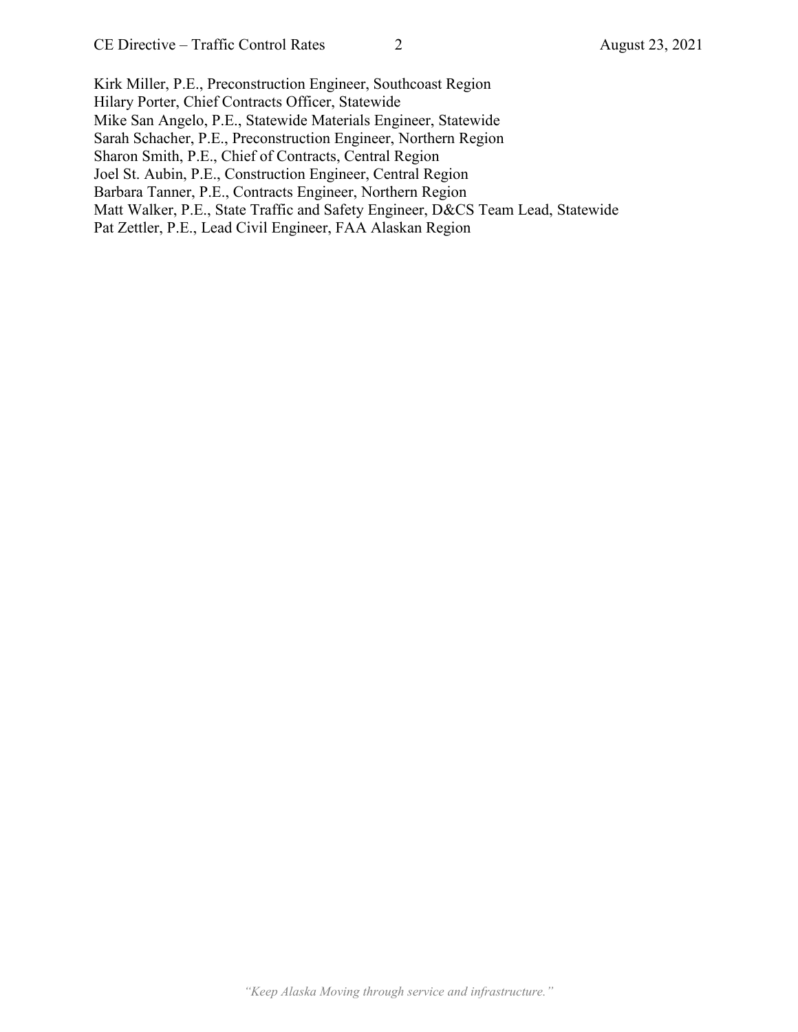Kirk Miller, P.E., Preconstruction Engineer, Southcoast Region
Hilary Porter, Chief Contracts Officer, Statewide
Mike San Angelo, P.E., Statewide Materials Engineer, Statewide
Sarah Schacher, P.E., Preconstruction Engineer, Northern Region
Sharon Smith, P.E., Chief of Contracts, Central Region
Joel St. Aubin, P.E., Construction Engineer, Central Region
Barbara Tanner, P.E., Contracts Engineer, Northern Region
Matt Walker, P.E., State Traffic and Safety Engineer, D&CS Team Lead, Statewide
Pat Zettler, P.E., Lead Civil Engineer, FAA Alaskan Region